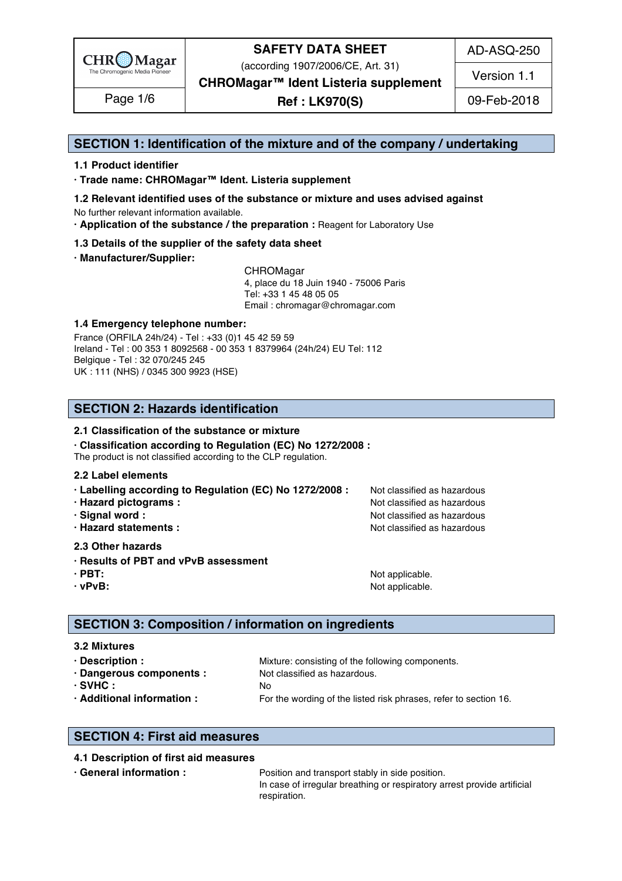## SECTION 1: Identification of the mixture and of the company / undertaking

### 1.1 Product identifier

**· Trade name: CHROMagar™ Ident. Listeria supplement**

### 1.2 Relevant identified uses of the substance or mixture and uses advised against

No further relevant information available.

**· Application of the substance / the preparation :** Reagent for Laboratory Use

### 1.3 Details of the supplier of the safety data sheet

**· Manufacturer/Supplier:**

CHROMagar
4, place du 18 Juin 1940 - 75006 Paris
Tel: +33 1 45 48 05 05
Email : chromagar@chromagar.com

### 1.4 Emergency telephone number:

France (ORFILA 24h/24) - Tel : +33 (0)1 45 42 59 59
Ireland - Tel : 00 353 1 8092568 - 00 353 1 8379964 (24h/24) EU Tel: 112
Belgique - Tel : 32 070/245 245
UK : 111 (NHS) / 0345 300 9923 (HSE)

## SECTION 2: Hazards identification

### 2.1 Classification of the substance or mixture

**· Classification according to Regulation (EC) No 1272/2008 :**
The product is not classified according to the CLP regulation.

### 2.2 Label elements

**· Labelling according to Regulation (EC) No 1272/2008 :** Not classified as hazardous
**· Hazard pictograms :** Not classified as hazardous
**· Signal word :** Not classified as hazardous
**· Hazard statements :** Not classified as hazardous

### 2.3 Other hazards

**· Results of PBT and vPvB assessment**
**· PBT:** Not applicable.
**· vPvB:** Not applicable.

## SECTION 3: Composition / information on ingredients

### 3.2 Mixtures

**· Description :** Mixture: consisting of the following components.
**· Dangerous components :** Not classified as hazardous.
**· SVHC :** No
**· Additional information :** For the wording of the listed risk phrases, refer to section 16.

## SECTION 4: First aid measures

### 4.1 Description of first aid measures

**· General information :** Position and transport stably in side position.
In case of irregular breathing or respiratory arrest provide artificial respiration.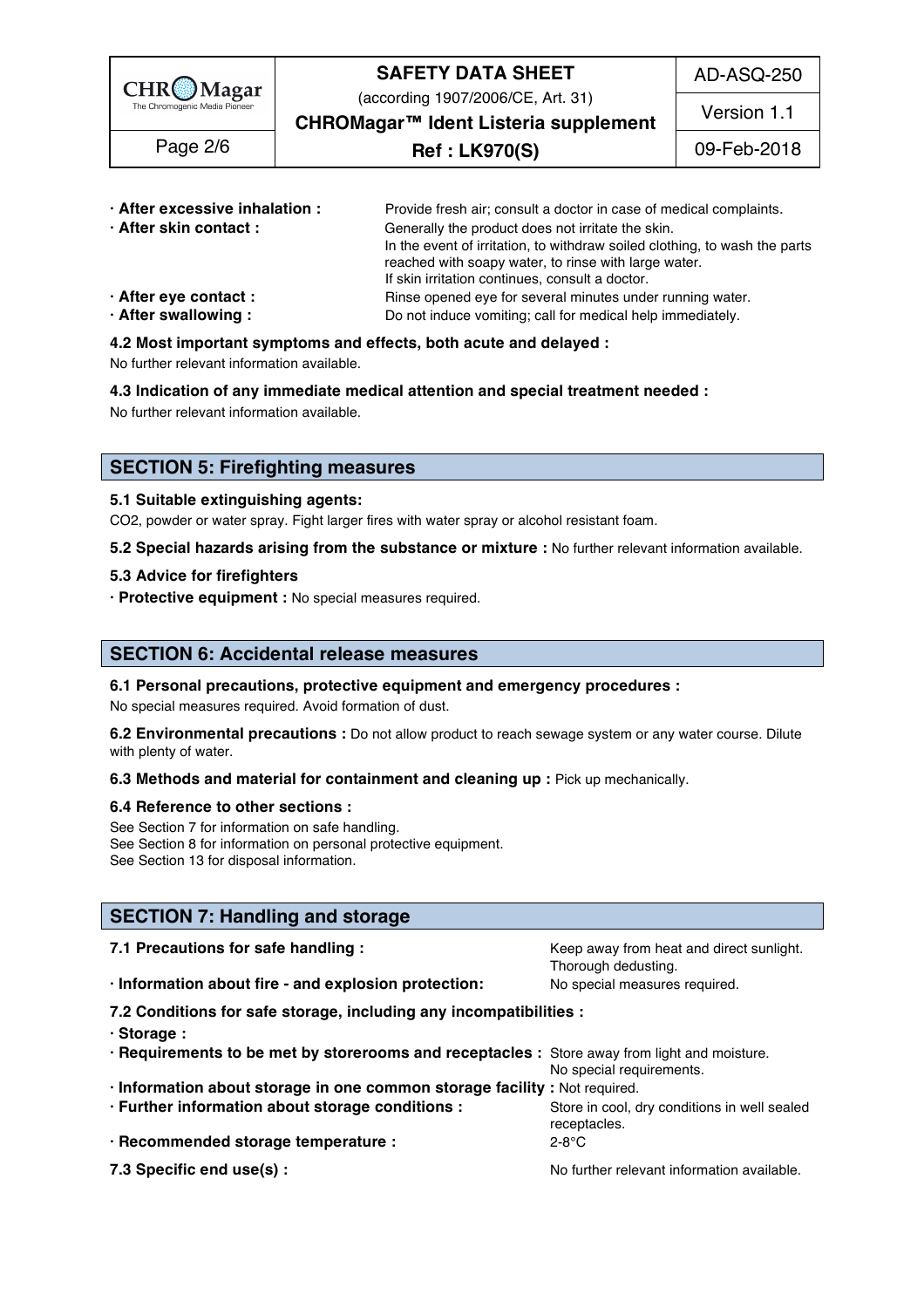· **After excessive inhalation :** Provide fresh air; consult a doctor in case of medical complaints.

· **After skin contact :** Generally the product does not irritate the skin.
In the event of irritation, to withdraw soiled clothing, to wash the parts reached with soapy water, to rinse with large water.
If skin irritation continues, consult a doctor.

· **After eye contact :** Rinse opened eye for several minutes under running water.

· **After swallowing :** Do not induce vomiting; call for medical help immediately.

**4.2 Most important symptoms and effects, both acute and delayed :**

No further relevant information available.

**4.3 Indication of any immediate medical attention and special treatment needed :**

No further relevant information available.

## SECTION 5: Firefighting measures

**5.1 Suitable extinguishing agents:**

$CO_2$, powder or water spray. Fight larger fires with water spray or alcohol resistant foam.

**5.2 Special hazards arising from the substance or mixture :** No further relevant information available.

**5.3 Advice for firefighters**

· **Protective equipment :** No special measures required.

## SECTION 6: Accidental release measures

**6.1 Personal precautions, protective equipment and emergency procedures :**

No special measures required. Avoid formation of dust.

**6.2 Environmental precautions :** Do not allow product to reach sewage system or any water course. Dilute with plenty of water.

**6.3 Methods and material for containment and cleaning up :** Pick up mechanically.

**6.4 Reference to other sections :**

See Section 7 for information on safe handling.
See Section 8 for information on personal protective equipment.
See Section 13 for disposal information.

## SECTION 7: Handling and storage

**7.1 Precautions for safe handling :** Keep away from heat and direct sunlight. Thorough dedusting.

· **Information about fire - and explosion protection:** No special measures required.

**7.2 Conditions for safe storage, including any incompatibilities :**

· **Storage :**

· **Requirements to be met by storerooms and receptacles :** Store away from light and moisture. No special requirements.

· **Information about storage in one common storage facility :** Not required.

· **Further information about storage conditions :** Store in cool, dry conditions in well sealed receptacles.

· **Recommended storage temperature :** 2-8°C

**7.3 Specific end use(s) :** No further relevant information available.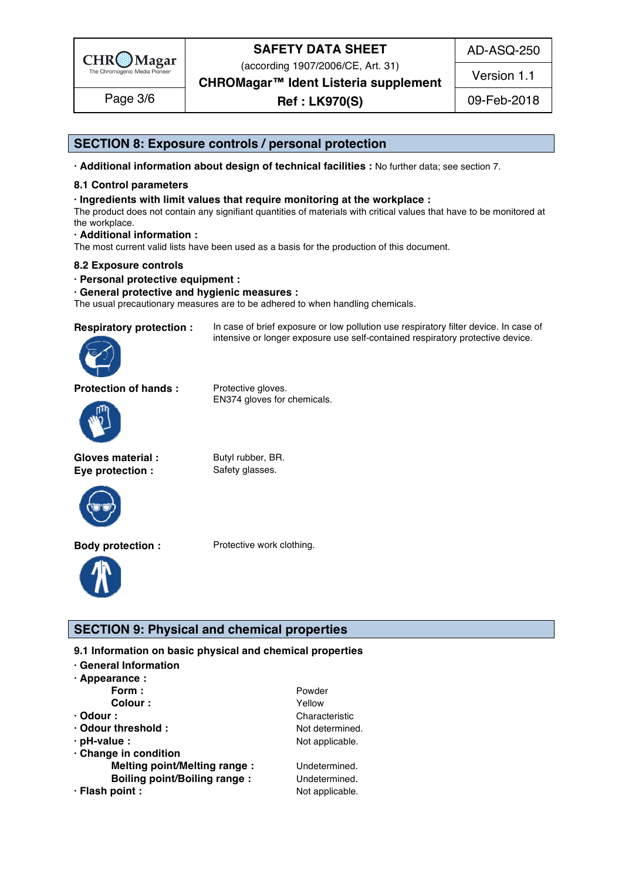## SECTION 8: Exposure controls / personal protection

· **Additional information about design of technical facilities :** No further data; see section 7.

### 8.1 Control parameters

· **Ingredients with limit values that require monitoring at the workplace :**
The product does not contain any signifiant quantities of materials with critical values that have to be monitored at the workplace.

· **Additional information :**
The most current valid lists have been used as a basis for the production of this document.

### 8.2 Exposure controls

· **Personal protective equipment :**

· **General protective and hygienic measures :**
The usual precautionary measures are to be adhered to when handling chemicals.

**Respiratory protection :** In case of brief exposure or low pollution use respiratory filter device. In case of intensive or longer exposure use self-contained respiratory protective device.

**Protection of hands :** Protective gloves.
EN374 gloves for chemicals.

**Gloves material :** Butyl rubber, BR.

**Eye protection :** Safety glasses.

**Body protection :** Protective work clothing.

## SECTION 9: Physical and chemical properties

### 9.1 Information on basic physical and chemical properties

· **General Information**

· **Appearance :**

- **Form :** Powder
- **Colour :** Yellow

· **Odour :** Characteristic

· **Odour threshold :** Not determined.

· **pH-value :** Not applicable.

· **Change in condition**

- **Melting point/Melting range :** Undetermined.
- **Boiling point/Boiling range :** Undetermined.

· **Flash point :** Not applicable.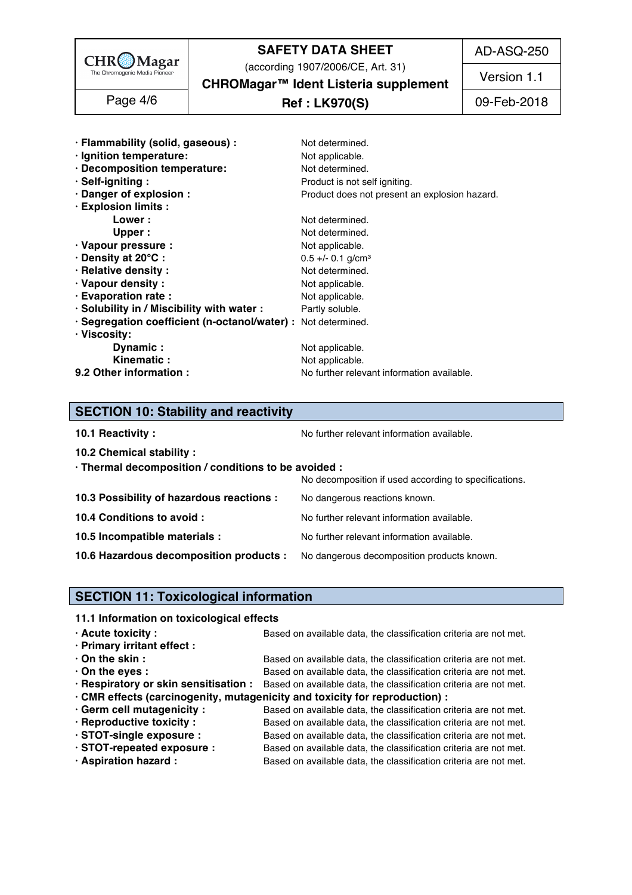· **Flammability (solid, gaseous) :** Not determined.
· **Ignition temperature:** Not applicable.
· **Decomposition temperature:** Not determined.
· **Self-igniting :** Product is not self igniting.
· **Danger of explosion :** Product does not present an explosion hazard.
· **Explosion limits :**
  - **Lower :** Not determined.
  - **Upper :** Not determined.
· **Vapour pressure :** Not applicable.
· **Density at 20°C :** 0.5 +/- 0.1 g/cm³
· **Relative density :** Not determined.
· **Vapour density :** Not applicable.
· **Evaporation rate :** Not applicable.
· **Solubility in / Miscibility with water :** Partly soluble.
· **Segregation coefficient (n-octanol/water) :** Not determined.
· **Viscosity:**
  - **Dynamic :** Not applicable.
  - **Kinematic :** Not applicable.

**9.2 Other information :** No further relevant information available.

## SECTION 10: Stability and reactivity

**10.1 Reactivity :** No further relevant information available.

**10.2 Chemical stability :**

· **Thermal decomposition / conditions to be avoided :**
No decomposition if used according to specifications.

**10.3 Possibility of hazardous reactions :** No dangerous reactions known.

**10.4 Conditions to avoid :** No further relevant information available.

**10.5 Incompatible materials :** No further relevant information available.

**10.6 Hazardous decomposition products :** No dangerous decomposition products known.

## SECTION 11: Toxicological information

**11.1 Information on toxicological effects**

· **Acute toxicity :** Based on available data, the classification criteria are not met.
· **Primary irritant effect :**
· **On the skin :** Based on available data, the classification criteria are not met.
· **On the eyes :** Based on available data, the classification criteria are not met.
· **Respiratory or skin sensitisation :** Based on available data, the classification criteria are not met.
· **CMR effects (carcinogenity, mutagenicity and toxicity for reproduction) :**
· **Germ cell mutagenicity :** Based on available data, the classification criteria are not met.
· **Reproductive toxicity :** Based on available data, the classification criteria are not met.
· **STOT-single exposure :** Based on available data, the classification criteria are not met.
· **STOT-repeated exposure :** Based on available data, the classification criteria are not met.
· **Aspiration hazard :** Based on available data, the classification criteria are not met.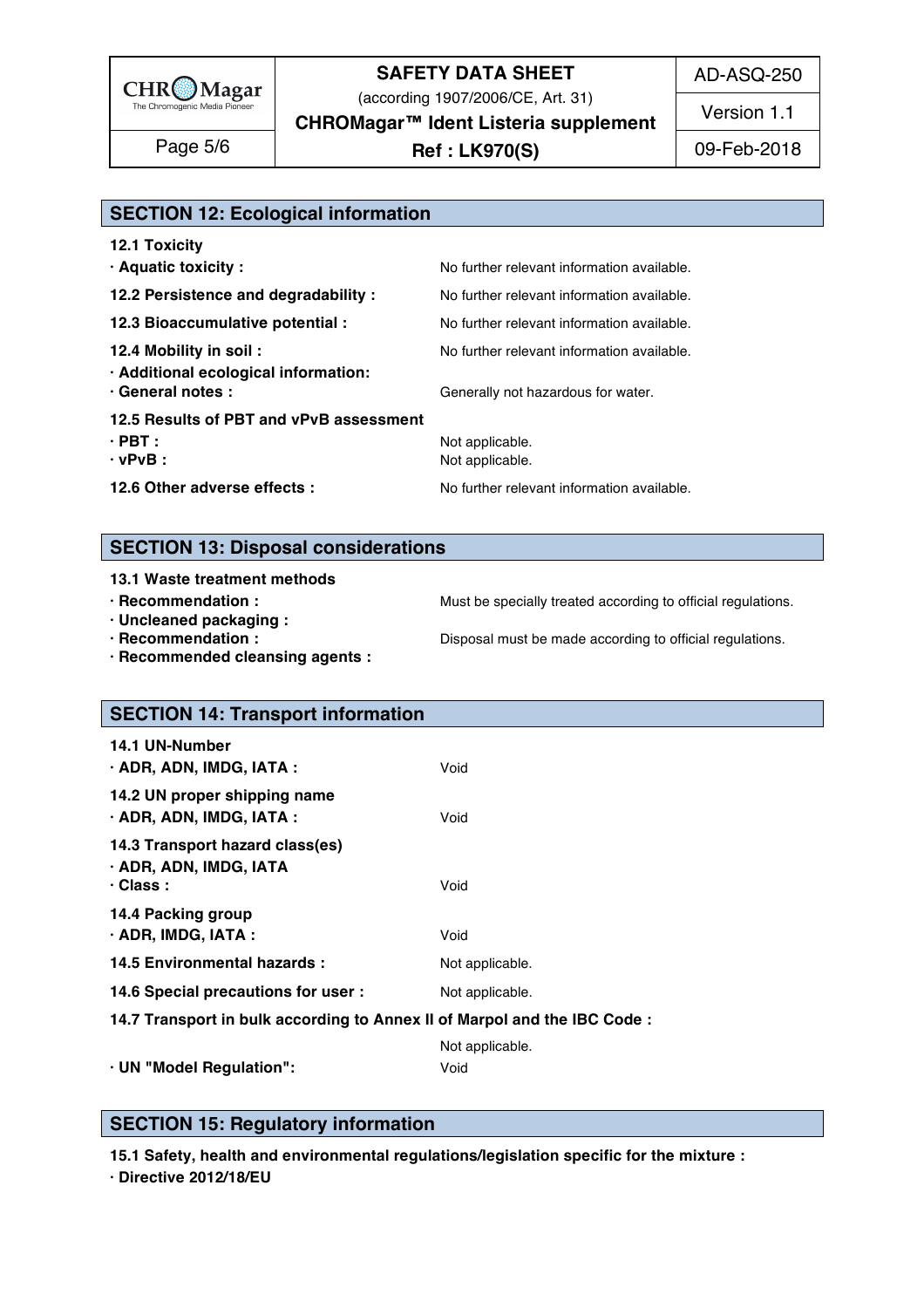## SECTION 12: Ecological information

**12.1 Toxicity**

| | |
|---|---|
| **· Aquatic toxicity :** | No further relevant information available. |
| **12.2 Persistence and degradability :** | No further relevant information available. |
| **12.3 Bioaccumulative potential :** | No further relevant information available. |
| **12.4 Mobility in soil :** | No further relevant information available. |
| **· Additional ecological information:** | |
| **· General notes :** | Generally not hazardous for water. |
| **12.5 Results of PBT and vPvB assessment** | |
| **· PBT :** | Not applicable. |
| **· vPvB :** | Not applicable. |
| **12.6 Other adverse effects :** | No further relevant information available. |

## SECTION 13: Disposal considerations

**13.1 Waste treatment methods**

| | |
|---|---|
| **· Recommendation :** | Must be specially treated according to official regulations. |
| **· Uncleaned packaging :** | |
| **· Recommendation :** | Disposal must be made according to official regulations. |
| **· Recommended cleansing agents :** | |

## SECTION 14: Transport information

| | |
|---|---|
| **14.1 UN-Number** | |
| **· ADR, ADN, IMDG, IATA :** | Void |
| **14.2 UN proper shipping name** | |
| **· ADR, ADN, IMDG, IATA :** | Void |
| **14.3 Transport hazard class(es)** | |
| **· ADR, ADN, IMDG, IATA** | |
| **· Class :** | Void |
| **14.4 Packing group** | |
| **· ADR, IMDG, IATA :** | Void |
| **14.5 Environmental hazards :** | Not applicable. |
| **14.6 Special precautions for user :** | Not applicable. |
| **14.7 Transport in bulk according to Annex II of Marpol and the IBC Code :** | |
| | Not applicable. |
| **· UN "Model Regulation":** | Void |

## SECTION 15: Regulatory information

**15.1 Safety, health and environmental regulations/legislation specific for the mixture :**

**· Directive 2012/18/EU**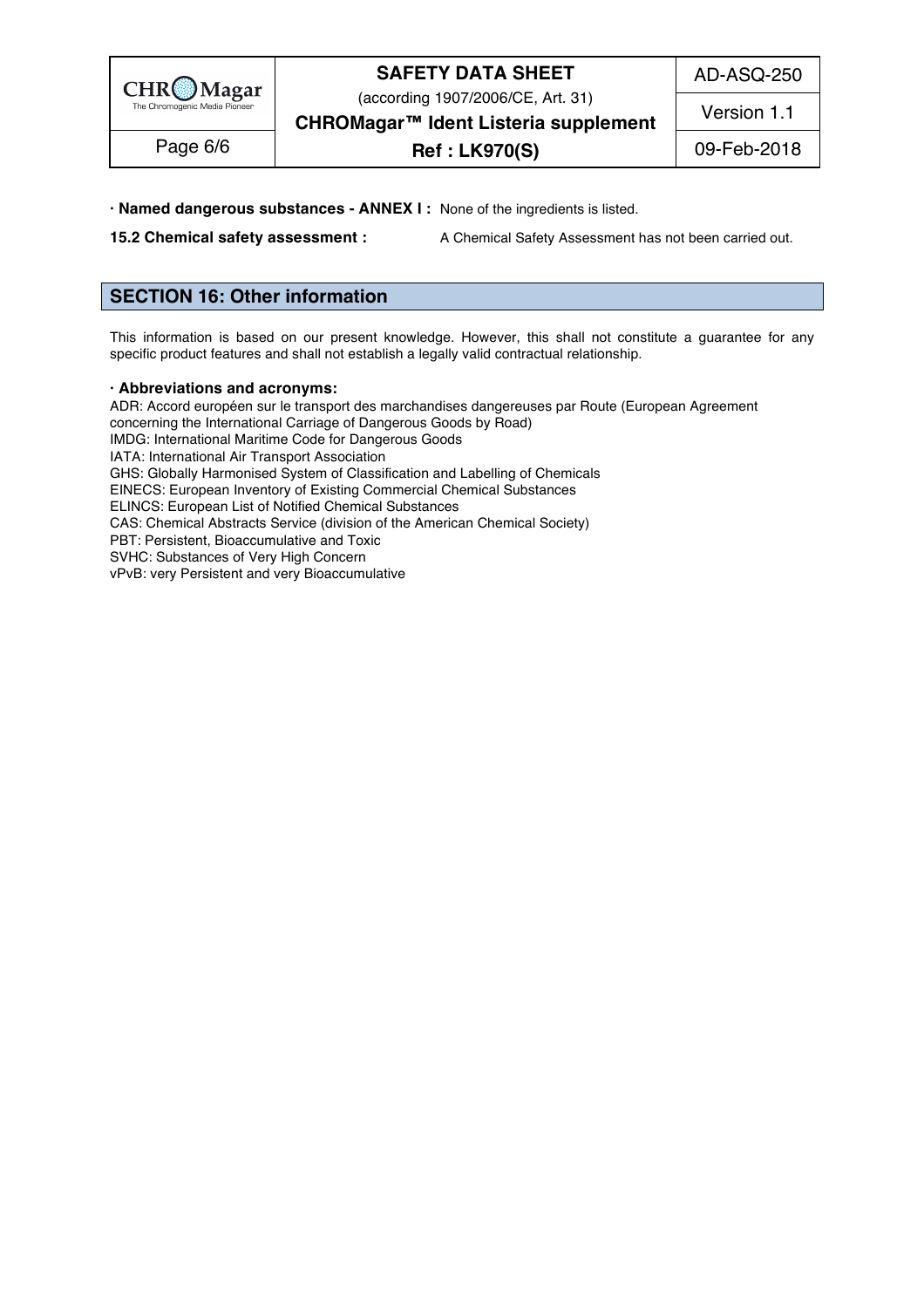· **Named dangerous substances - ANNEX I :** None of the ingredients is listed.

**15.2 Chemical safety assessment :** A Chemical Safety Assessment has not been carried out.

## SECTION 16: Other information

This information is based on our present knowledge. However, this shall not constitute a guarantee for any specific product features and shall not establish a legally valid contractual relationship.

· **Abbreviations and acronyms:**

ADR: Accord européen sur le transport des marchandises dangereuses par Route (European Agreement concerning the International Carriage of Dangerous Goods by Road)
IMDG: International Maritime Code for Dangerous Goods
IATA: International Air Transport Association
GHS: Globally Harmonised System of Classification and Labelling of Chemicals
EINECS: European Inventory of Existing Commercial Chemical Substances
ELINCS: European List of Notified Chemical Substances
CAS: Chemical Abstracts Service (division of the American Chemical Society)
PBT: Persistent, Bioaccumulative and Toxic
SVHC: Substances of Very High Concern
vPvB: very Persistent and very Bioaccumulative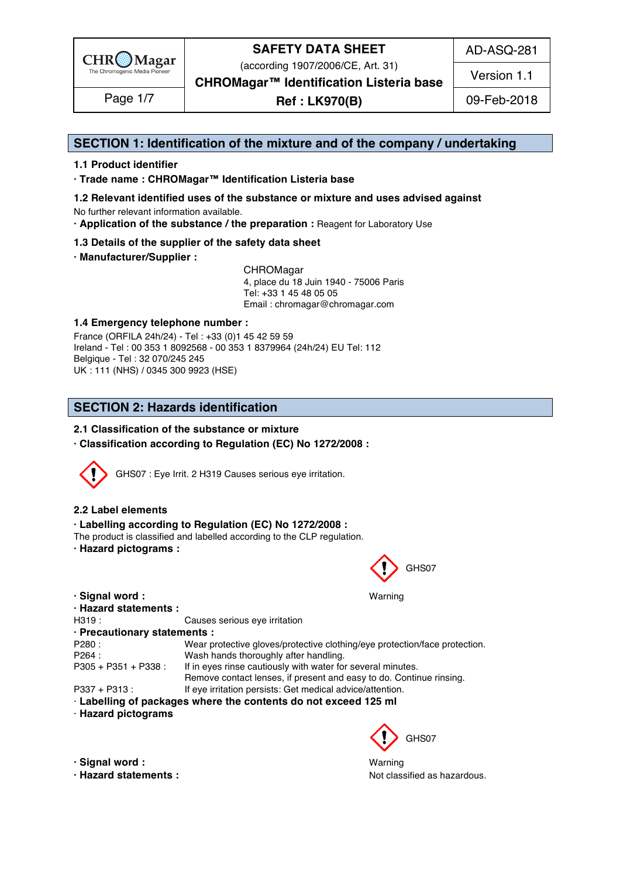# SAFETY DATA SHEET

(according 1907/2006/CE, Art. 31)

**CHROMagar™ Identification Listeria base**

**Ref : LK970(B)**

AD-ASQ-281 | Version 1.1 | 09-Feb-2018

## SECTION 1: Identification of the mixture and of the company / undertaking

### 1.1 Product identifier

**· Trade name : CHROMagar™ Identification Listeria base**

### 1.2 Relevant identified uses of the substance or mixture and uses advised against

No further relevant information available.

**· Application of the substance / the preparation :** Reagent for Laboratory Use

### 1.3 Details of the supplier of the safety data sheet

**· Manufacturer/Supplier :**

CHROMagar
4, place du 18 Juin 1940 - 75006 Paris
Tel: +33 1 45 48 05 05
Email : chromagar@chromagar.com

### 1.4 Emergency telephone number :

France (ORFILA 24h/24) - Tel : +33 (0)1 45 42 59 59
Ireland - Tel : 00 353 1 8092568 - 00 353 1 8379964 (24h/24) EU Tel: 112
Belgique - Tel : 32 070/245 245
UK : 111 (NHS) / 0345 300 9923 (HSE)

## SECTION 2: Hazards identification

### 2.1 Classification of the substance or mixture

**· Classification according to Regulation (EC) No 1272/2008 :**

GHS07 : Eye Irrit. 2 H319 Causes serious eye irritation.

### 2.2 Label elements

**· Labelling according to Regulation (EC) No 1272/2008 :**

The product is classified and labelled according to the CLP regulation.

**· Hazard pictograms :**

GHS07

**· Signal word :** Warning

**· Hazard statements :**

| | |
|---|---|
| H319 : | Causes serious eye irritation |

**· Precautionary statements :**

| | |
|---|---|
| P280 : | Wear protective gloves/protective clothing/eye protection/face protection. |
| P264 : | Wash hands thoroughly after handling. |
| P305 + P351 + P338 : | If in eyes rinse cautiously with water for several minutes. Remove contact lenses, if present and easy to do. Continue rinsing. |
| P337 + P313 : | If eye irritation persists: Get medical advice/attention. |

**· Labelling of packages where the contents do not exceed 125 ml**

**· Hazard pictograms**

GHS07

**· Signal word :** Warning

**· Hazard statements :** Not classified as hazardous.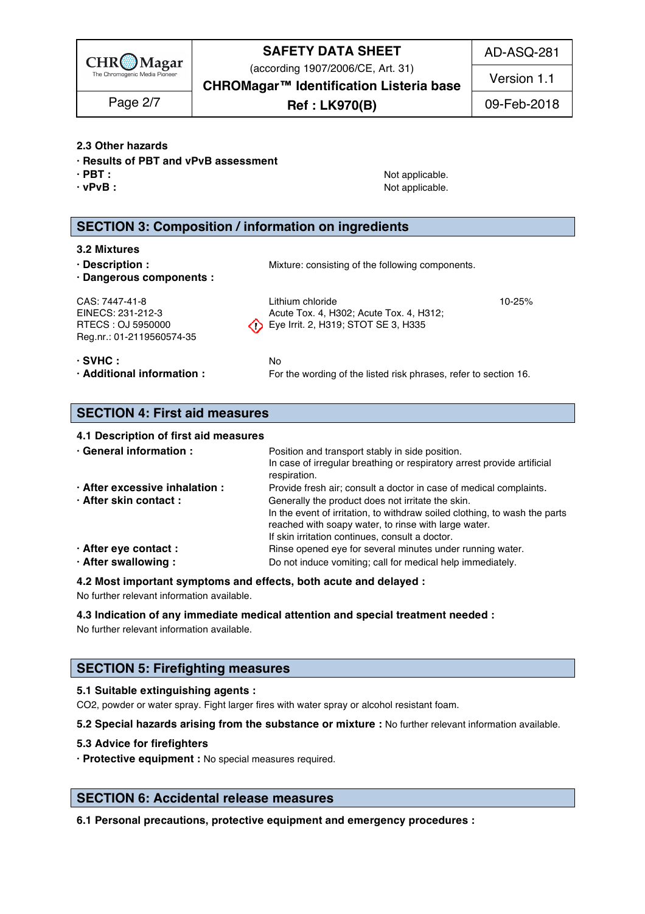### 2.3 Other hazards

**· Results of PBT and vPvB assessment**

**· PBT :** Not applicable.

**· vPvB :** Not applicable.

## SECTION 3: Composition / information on ingredients

### 3.2 Mixtures

**· Description :** Mixture: consisting of the following components.

**· Dangerous components :**

| | | |
|---|---|---|
| CAS: 7447-41-8<br>EINECS: 231-212-3<br>RTECS : OJ 5950000<br>Reg.nr.: 01-2119560574-35 | Lithium chloride<br>Acute Tox. 4, H302; Acute Tox. 4, H312; Eye Irrit. 2, H319; STOT SE 3, H335 | 10-25% |

**· SVHC :** No

**· Additional information :** For the wording of the listed risk phrases, refer to section 16.

## SECTION 4: First aid measures

### 4.1 Description of first aid measures

**· General information :** Position and transport stably in side position. In case of irregular breathing or respiratory arrest provide artificial respiration.

**· After excessive inhalation :** Provide fresh air; consult a doctor in case of medical complaints.

**· After skin contact :** Generally the product does not irritate the skin. In the event of irritation, to withdraw soiled clothing, to wash the parts reached with soapy water, to rinse with large water. If skin irritation continues, consult a doctor.

**· After eye contact :** Rinse opened eye for several minutes under running water.

**· After swallowing :** Do not induce vomiting; call for medical help immediately.

### 4.2 Most important symptoms and effects, both acute and delayed :

No further relevant information available.

### 4.3 Indication of any immediate medical attention and special treatment needed :

No further relevant information available.

## SECTION 5: Firefighting measures

### 5.1 Suitable extinguishing agents :

$CO_2$, powder or water spray. Fight larger fires with water spray or alcohol resistant foam.

**5.2 Special hazards arising from the substance or mixture :** No further relevant information available.

### 5.3 Advice for firefighters

**· Protective equipment :** No special measures required.

## SECTION 6: Accidental release measures

### 6.1 Personal precautions, protective equipment and emergency procedures :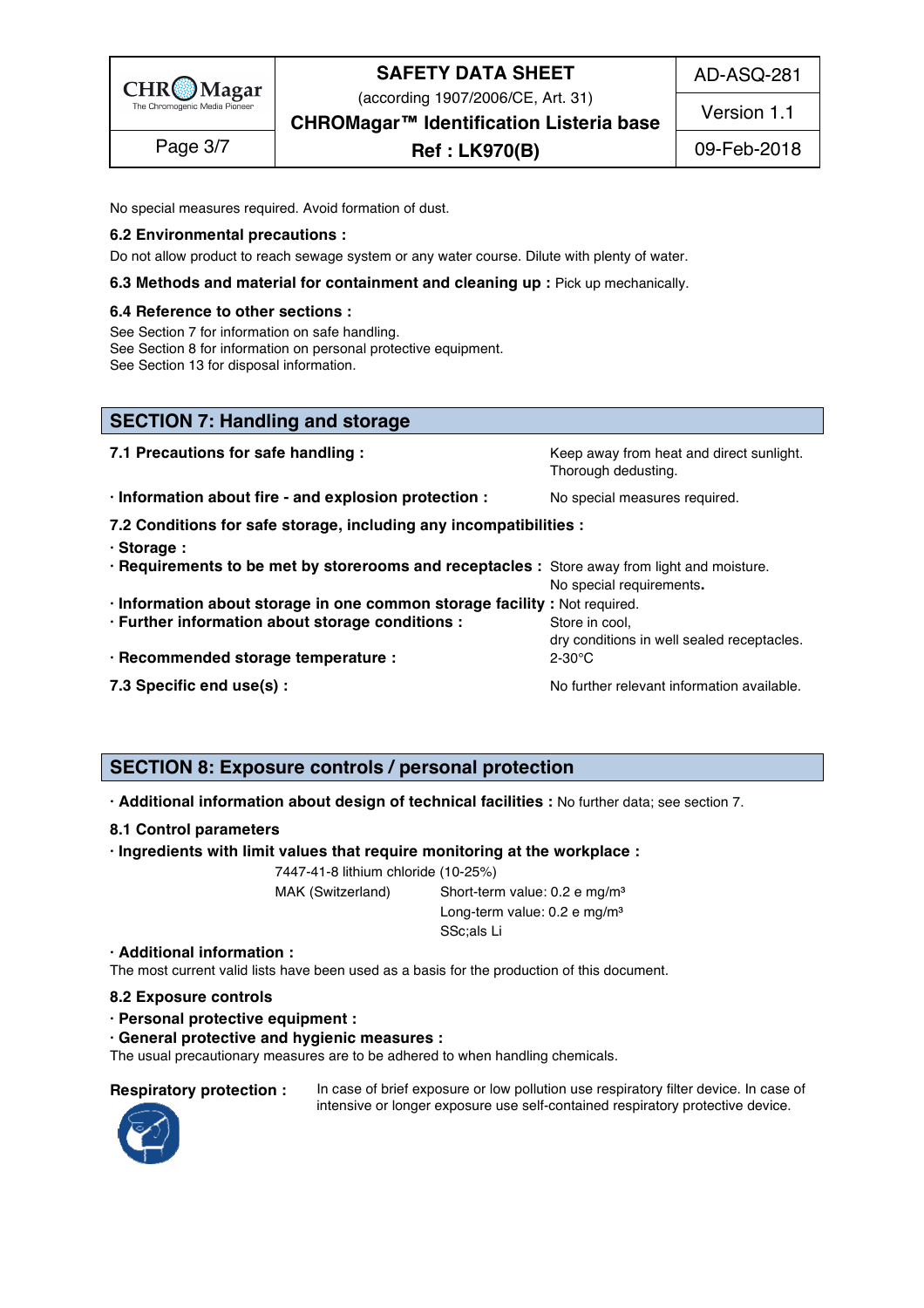No special measures required. Avoid formation of dust.

**6.2 Environmental precautions :**

Do not allow product to reach sewage system or any water course. Dilute with plenty of water.

**6.3 Methods and material for containment and cleaning up :** Pick up mechanically.

**6.4 Reference to other sections :**

See Section 7 for information on safe handling.
See Section 8 for information on personal protective equipment.
See Section 13 for disposal information.

## SECTION 7: Handling and storage

**7.1 Precautions for safe handling :** Keep away from heat and direct sunlight. Thorough dedusting.

**· Information about fire - and explosion protection :** No special measures required.

**7.2 Conditions for safe storage, including any incompatibilities :**

**· Storage :**

**· Requirements to be met by storerooms and receptacles :** Store away from light and moisture. No special requirements**.**

**· Information about storage in one common storage facility :** Not required.

**· Further information about storage conditions :** Store in cool, dry conditions in well sealed receptacles.

**· Recommended storage temperature :** 2-30°C

**7.3 Specific end use(s) :** No further relevant information available.

## SECTION 8: Exposure controls / personal protection

**· Additional information about design of technical facilities :** No further data; see section 7.

**8.1 Control parameters**

**· Ingredients with limit values that require monitoring at the workplace :**

7447-41-8 lithium chloride (10-25%)

| | |
|---|---|
| MAK (Switzerland) | Short-term value: 0.2 e mg/m³ |
| | Long-term value: 0.2 e mg/m³ |
| | SSc;als Li |

**· Additional information :**

The most current valid lists have been used as a basis for the production of this document.

**8.2 Exposure controls**

**· Personal protective equipment :**

**· General protective and hygienic measures :**

The usual precautionary measures are to be adhered to when handling chemicals.

**Respiratory protection :** In case of brief exposure or low pollution use respiratory filter device. In case of intensive or longer exposure use self-contained respiratory protective device.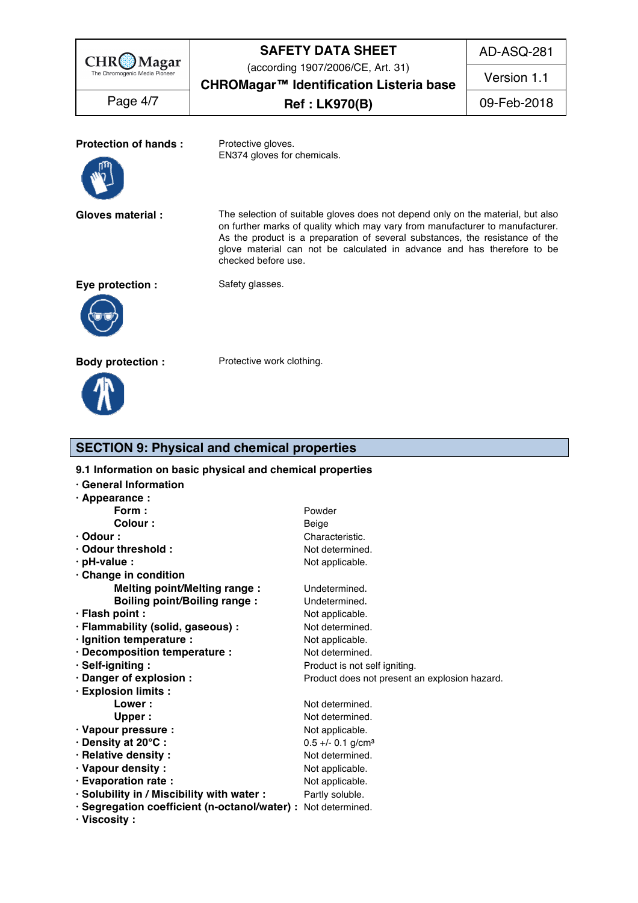**Protection of hands :** Protective gloves.
EN374 gloves for chemicals.

**Gloves material :** The selection of suitable gloves does not depend only on the material, but also on further marks of quality which may vary from manufacturer to manufacturer. As the product is a preparation of several substances, the resistance of the glove material can not be calculated in advance and has therefore to be checked before use.

**Eye protection :** Safety glasses.

**Body protection :** Protective work clothing.

## SECTION 9: Physical and chemical properties

### 9.1 Information on basic physical and chemical properties

**· General Information**

**· Appearance :**

| | |
|---|---|
| **Form :** | Powder |
| **Colour :** | Beige |
| **· Odour :** | Characteristic. |
| **· Odour threshold :** | Not determined. |
| **· pH-value :** | Not applicable. |
| **· Change in condition** | |
| **Melting point/Melting range :** | Undetermined. |
| **Boiling point/Boiling range :** | Undetermined. |
| **· Flash point :** | Not applicable. |
| **· Flammability (solid, gaseous) :** | Not determined. |
| **· Ignition temperature :** | Not applicable. |
| **· Decomposition temperature :** | Not determined. |
| **· Self-igniting :** | Product is not self igniting. |
| **· Danger of explosion :** | Product does not present an explosion hazard. |
| **· Explosion limits :** | |
| **Lower :** | Not determined. |
| **Upper :** | Not determined. |
| **· Vapour pressure :** | Not applicable. |
| **· Density at 20°C :** | 0.5 +/- 0.1 g/cm³ |
| **· Relative density :** | Not determined. |
| **· Vapour density :** | Not applicable. |
| **· Evaporation rate :** | Not applicable. |
| **· Solubility in / Miscibility with water :** | Partly soluble. |
| **· Segregation coefficient (n-octanol/water) :** | Not determined. |
| **· Viscosity :** | |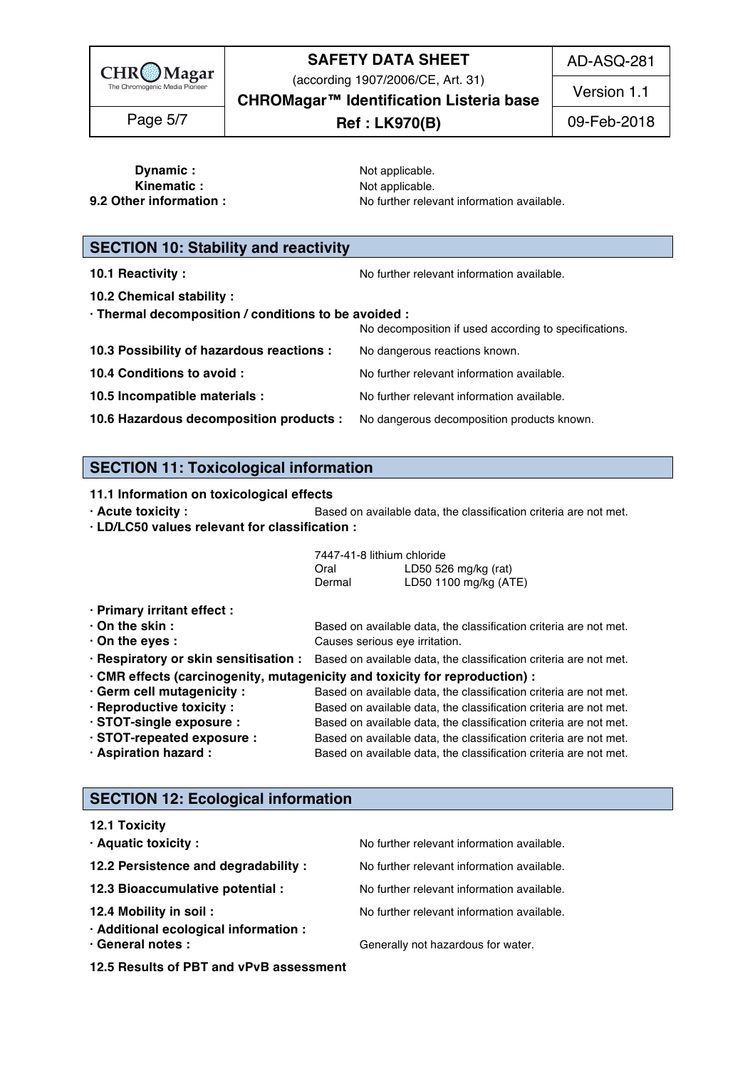**Dynamic :** Not applicable.
**Kinematic :** Not applicable.
**9.2 Other information :** No further relevant information available.

## SECTION 10: Stability and reactivity

**10.1 Reactivity :** No further relevant information available.

**10.2 Chemical stability :**

**· Thermal decomposition / conditions to be avoided :**
No decomposition if used according to specifications.

**10.3 Possibility of hazardous reactions :** No dangerous reactions known.

**10.4 Conditions to avoid :** No further relevant information available.

**10.5 Incompatible materials :** No further relevant information available.

**10.6 Hazardous decomposition products :** No dangerous decomposition products known.

## SECTION 11: Toxicological information

**11.1 Information on toxicological effects**

**· Acute toxicity :** Based on available data, the classification criteria are not met.

**· LD/LC50 values relevant for classification :**

7447-41-8 lithium chloride

| | |
|---|---|
| Oral | LD50 526 mg/kg (rat) |
| Dermal | LD50 1100 mg/kg (ATE) |

**· Primary irritant effect :**

**· On the skin :** Based on available data, the classification criteria are not met.
**· On the eyes :** Causes serious eye irritation.

**· Respiratory or skin sensitisation :** Based on available data, the classification criteria are not met.

**· CMR effects (carcinogenity, mutagenicity and toxicity for reproduction) :**

**· Germ cell mutagenicity :** Based on available data, the classification criteria are not met.
**· Reproductive toxicity :** Based on available data, the classification criteria are not met.
**· STOT-single exposure :** Based on available data, the classification criteria are not met.
**· STOT-repeated exposure :** Based on available data, the classification criteria are not met.
**· Aspiration hazard :** Based on available data, the classification criteria are not met.

## SECTION 12: Ecological information

**12.1 Toxicity**

**· Aquatic toxicity :** No further relevant information available.

**12.2 Persistence and degradability :** No further relevant information available.

**12.3 Bioaccumulative potential :** No further relevant information available.

**12.4 Mobility in soil :** No further relevant information available.

**· Additional ecological information :**

**· General notes :** Generally not hazardous for water.

**12.5 Results of PBT and vPvB assessment**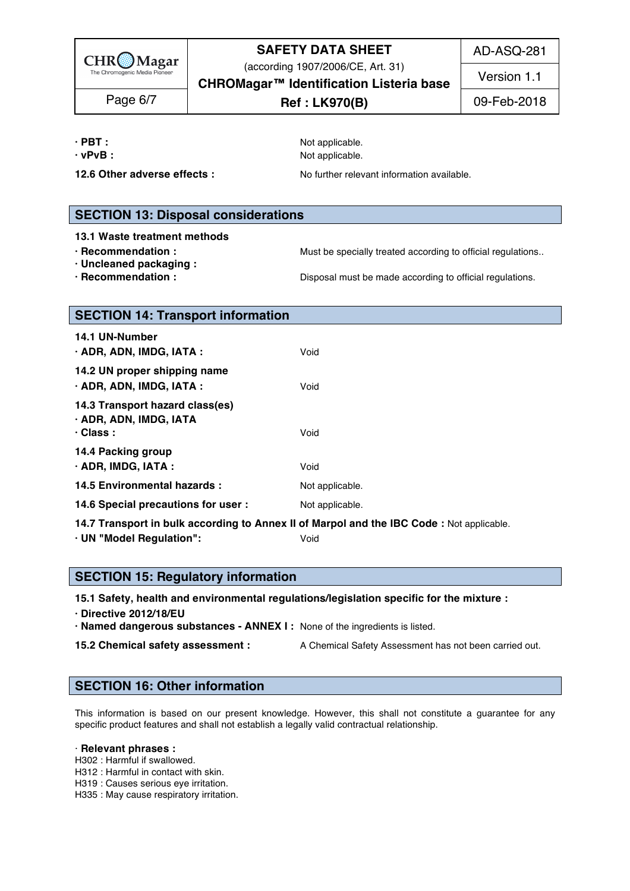· **PBT :** Not applicable.
· **vPvB :** Not applicable.

**12.6 Other adverse effects :** No further relevant information available.

## SECTION 13: Disposal considerations

**13.1 Waste treatment methods**

· **Recommendation :** Must be specially treated according to official regulations..

· **Uncleaned packaging :**

· **Recommendation :** Disposal must be made according to official regulations.

## SECTION 14: Transport information

**14.1 UN-Number**

· **ADR, ADN, IMDG, IATA :** Void

**14.2 UN proper shipping name**

· **ADR, ADN, IMDG, IATA :** Void

**14.3 Transport hazard class(es)**

· **ADR, ADN, IMDG, IATA**

· **Class :** Void

**14.4 Packing group**

· **ADR, IMDG, IATA :** Void

**14.5 Environmental hazards :** Not applicable.

**14.6 Special precautions for user :** Not applicable.

**14.7 Transport in bulk according to Annex II of Marpol and the IBC Code :** Not applicable.

· **UN "Model Regulation":** Void

## SECTION 15: Regulatory information

**15.1 Safety, health and environmental regulations/legislation specific for the mixture :**

· **Directive 2012/18/EU**

· **Named dangerous substances - ANNEX I :** None of the ingredients is listed.

**15.2 Chemical safety assessment :** A Chemical Safety Assessment has not been carried out.

## SECTION 16: Other information

This information is based on our present knowledge. However, this shall not constitute a guarantee for any specific product features and shall not establish a legally valid contractual relationship.

· **Relevant phrases :**

H302 : Harmful if swallowed.
H312 : Harmful in contact with skin.
H319 : Causes serious eye irritation.
H335 : May cause respiratory irritation.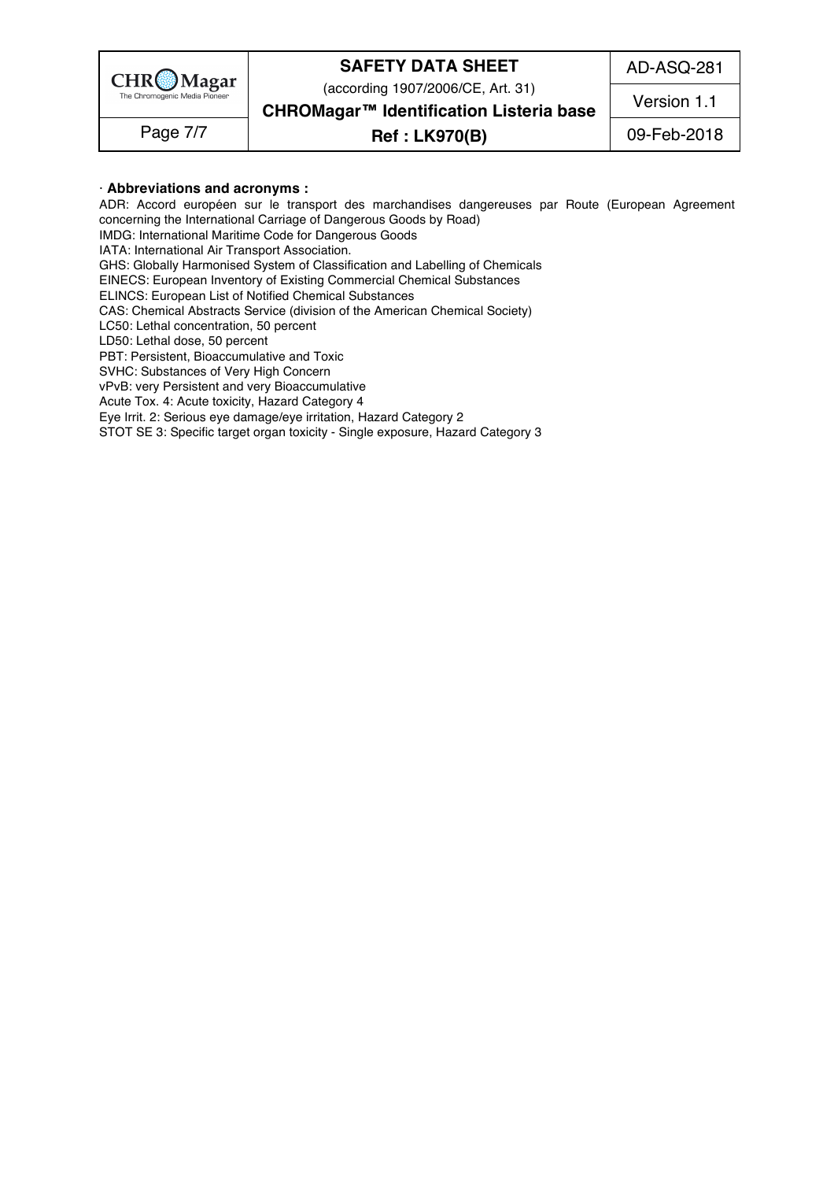· **Abbreviations and acronyms :**

ADR: Accord européen sur le transport des marchandises dangereuses par Route (European Agreement concerning the International Carriage of Dangerous Goods by Road)
IMDG: International Maritime Code for Dangerous Goods
IATA: International Air Transport Association.
GHS: Globally Harmonised System of Classification and Labelling of Chemicals
EINECS: European Inventory of Existing Commercial Chemical Substances
ELINCS: European List of Notified Chemical Substances
CAS: Chemical Abstracts Service (division of the American Chemical Society)
LC50: Lethal concentration, 50 percent
LD50: Lethal dose, 50 percent
PBT: Persistent, Bioaccumulative and Toxic
SVHC: Substances of Very High Concern
vPvB: very Persistent and very Bioaccumulative
Acute Tox. 4: Acute toxicity, Hazard Category 4
Eye Irrit. 2: Serious eye damage/eye irritation, Hazard Category 2
STOT SE 3: Specific target organ toxicity - Single exposure, Hazard Category 3